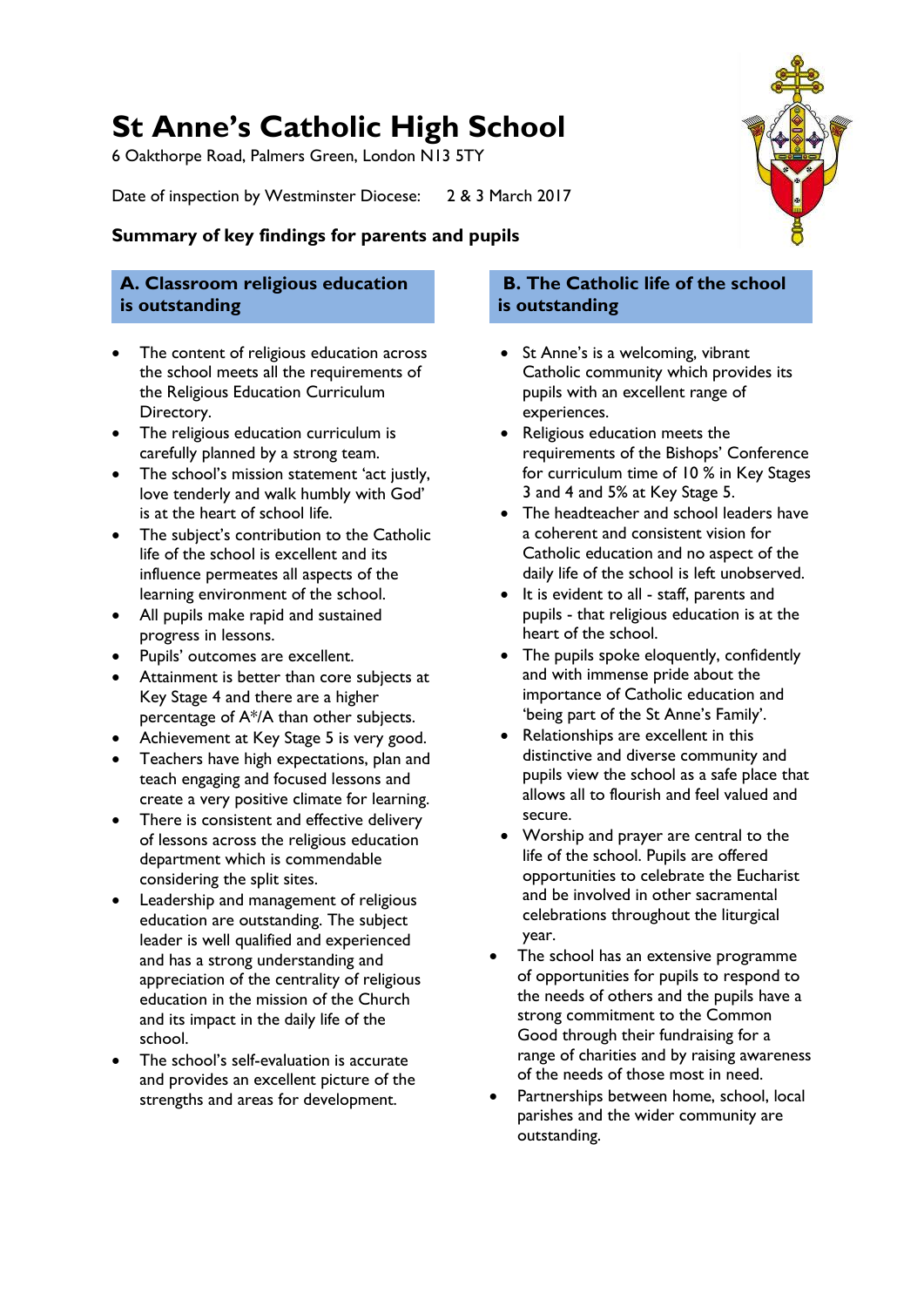# St Anne's Catholic High School

6 Oakthorpe Road, Palmers Green, London N13 5TY

Date of inspection by Westminster Diocese: 2 & 3 March 2017

## Summary of key findings for parents and pupils

### A. Classroom religious education is outstanding

- The content of religious education across the school meets all the requirements of the Religious Education Curriculum Directory.
- The religious education curriculum is carefully planned by a strong team.
- The school's mission statement 'act justly, love tenderly and walk humbly with God' is at the heart of school life.
- The subject's contribution to the Catholic life of the school is excellent and its influence permeates all aspects of the learning environment of the school.
- All pupils make rapid and sustained progress in lessons.
- Pupils' outcomes are excellent.
- Attainment is better than core subjects at Key Stage 4 and there are a higher percentage of A*/A than other subjects.
- Achievement at Key Stage 5 is very good.
- Teachers have high expectations, plan and teach engaging and focused lessons and create a very positive climate for learning.
- There is consistent and effective delivery of lessons across the religious education department which is commendable considering the split sites.
- Leadership and management of religious education are outstanding. The subject leader is well qualified and experienced and has a strong understanding and appreciation of the centrality of religious education in the mission of the Church and its impact in the daily life of the school.
- The school's self-evaluation is accurate and provides an excellent picture of the strengths and areas for development.

### B. The Catholic life of the school is outstanding

- St Anne's is a welcoming, vibrant Catholic community which provides its pupils with an excellent range of experiences.
- Religious education meets the requirements of the Bishops' Conference for curriculum time of 10 % in Key Stages 3 and 4 and 5% at Key Stage 5.
- The headteacher and school leaders have a coherent and consistent vision for Catholic education and no aspect of the daily life of the school is left unobserved.
- It is evident to all - staff, parents and pupils - that religious education is at the heart of the school.
- The pupils spoke eloquently, confidently and with immense pride about the importance of Catholic education and 'being part of the St Anne's Family'.
- Relationships are excellent in this distinctive and diverse community and pupils view the school as a safe place that allows all to flourish and feel valued and secure.
- Worship and prayer are central to the life of the school. Pupils are offered opportunities to celebrate the Eucharist and be involved in other sacramental celebrations throughout the liturgical year.
- The school has an extensive programme of opportunities for pupils to respond to the needs of others and the pupils have a strong commitment to the Common Good through their fundraising for a range of charities and by raising awareness of the needs of those most in need.
- Partnerships between home, school, local parishes and the wider community are outstanding.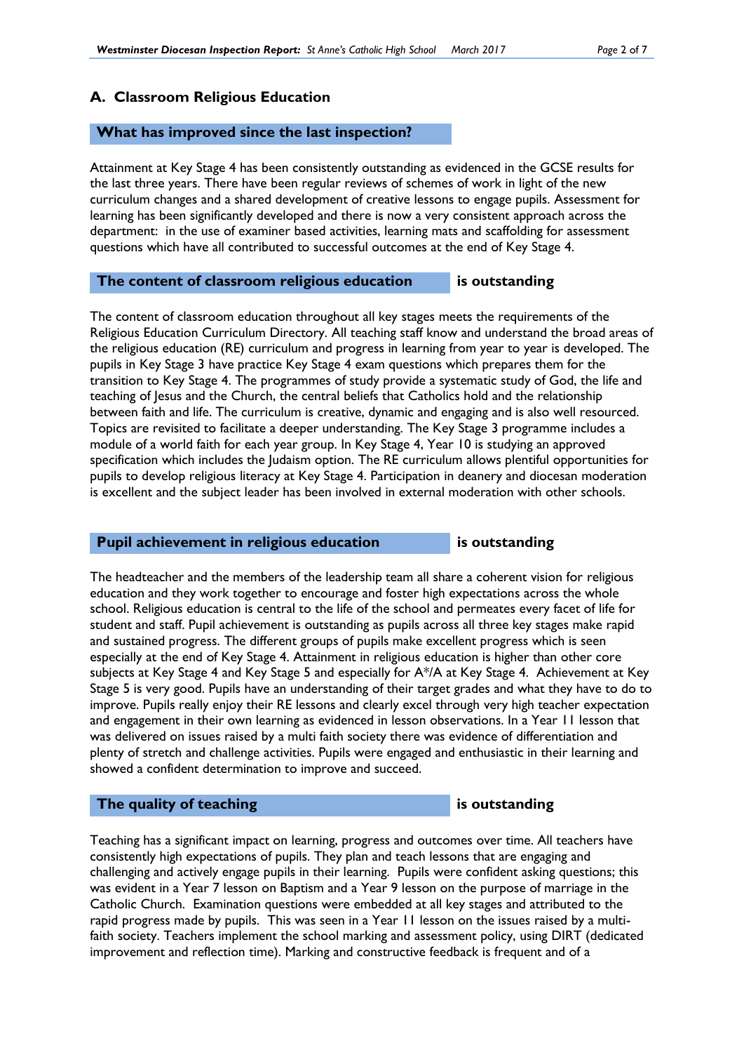## A. Classroom Religious Education

### What has improved since the last inspection?

Attainment at Key Stage 4 has been consistently outstanding as evidenced in the GCSE results for the last three years. There have been regular reviews of schemes of work in light of the new curriculum changes and a shared development of creative lessons to engage pupils. Assessment for learning has been significantly developed and there is now a very consistent approach across the department: in the use of examiner based activities, learning mats and scaffolding for assessment questions which have all contributed to successful outcomes at the end of Key Stage 4.

### The content of classroom religious education **is outstanding**

The content of classroom education throughout all key stages meets the requirements of the Religious Education Curriculum Directory. All teaching staff know and understand the broad areas of the religious education (RE) curriculum and progress in learning from year to year is developed. The pupils in Key Stage 3 have practice Key Stage 4 exam questions which prepares them for the transition to Key Stage 4. The programmes of study provide a systematic study of God, the life and teaching of Jesus and the Church, the central beliefs that Catholics hold and the relationship between faith and life. The curriculum is creative, dynamic and engaging and is also well resourced. Topics are revisited to facilitate a deeper understanding. The Key Stage 3 programme includes a module of a world faith for each year group. In Key Stage 4, Year 10 is studying an approved specification which includes the Judaism option. The RE curriculum allows plentiful opportunities for pupils to develop religious literacy at Key Stage 4. Participation in deanery and diocesan moderation is excellent and the subject leader has been involved in external moderation with other schools.

### Pupil achievement in religious education **is outstanding**

The headteacher and the members of the leadership team all share a coherent vision for religious education and they work together to encourage and foster high expectations across the whole school. Religious education is central to the life of the school and permeates every facet of life for student and staff. Pupil achievement is outstanding as pupils across all three key stages make rapid and sustained progress. The different groups of pupils make excellent progress which is seen especially at the end of Key Stage 4. Attainment in religious education is higher than other core subjects at Key Stage 4 and Key Stage 5 and especially for A*/A at Key Stage 4. Achievement at Key Stage 5 is very good. Pupils have an understanding of their target grades and what they have to do to improve. Pupils really enjoy their RE lessons and clearly excel through very high teacher expectation and engagement in their own learning as evidenced in lesson observations. In a Year 11 lesson that was delivered on issues raised by a multi faith society there was evidence of differentiation and plenty of stretch and challenge activities. Pupils were engaged and enthusiastic in their learning and showed a confident determination to improve and succeed.

### The quality of teaching **is outstanding**

Teaching has a significant impact on learning, progress and outcomes over time. All teachers have consistently high expectations of pupils. They plan and teach lessons that are engaging and challenging and actively engage pupils in their learning. Pupils were confident asking questions; this was evident in a Year 7 lesson on Baptism and a Year 9 lesson on the purpose of marriage in the Catholic Church. Examination questions were embedded at all key stages and attributed to the rapid progress made by pupils. This was seen in a Year 11 lesson on the issues raised by a multi-faith society. Teachers implement the school marking and assessment policy, using DIRT (dedicated improvement and reflection time). Marking and constructive feedback is frequent and of a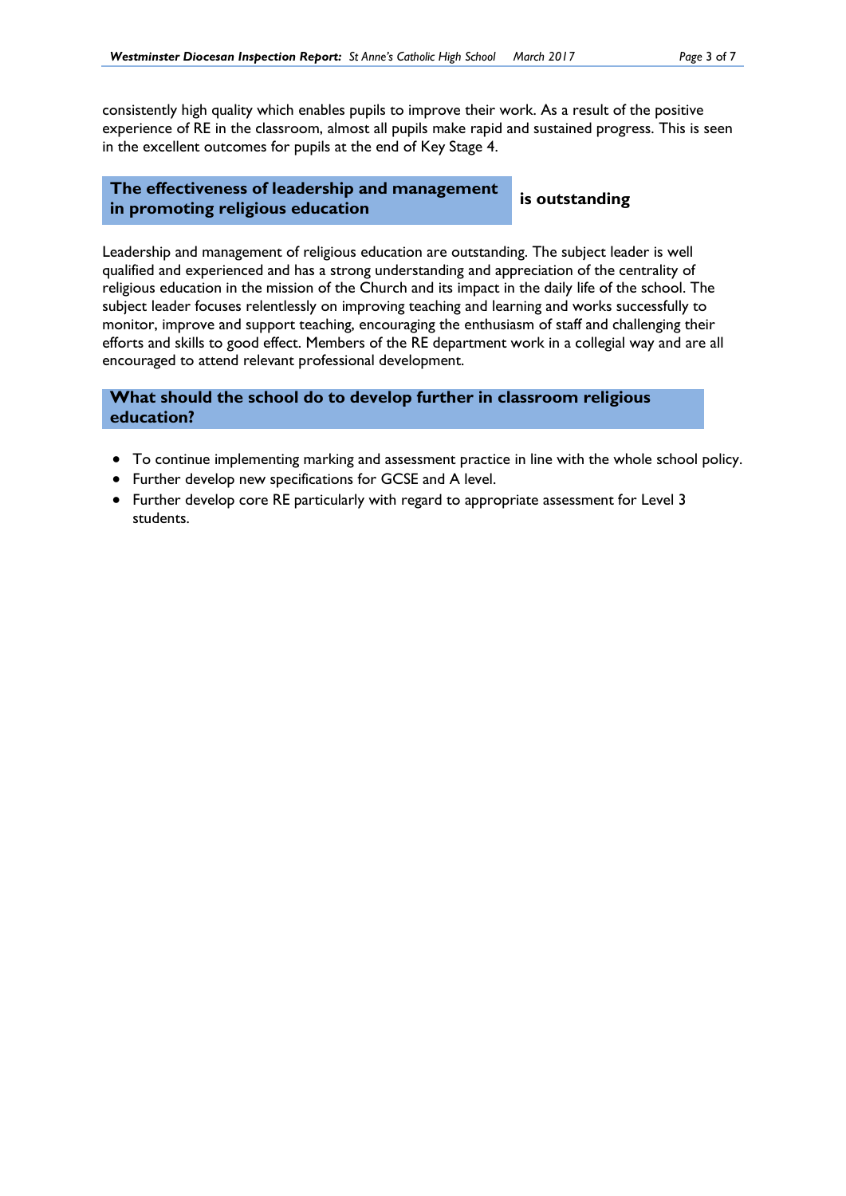consistently high quality which enables pupils to improve their work. As a result of the positive experience of RE in the classroom, almost all pupils make rapid and sustained progress. This is seen in the excellent outcomes for pupils at the end of Key Stage 4.

## The effectiveness of leadership and management in promoting religious education — is outstanding

Leadership and management of religious education are outstanding. The subject leader is well qualified and experienced and has a strong understanding and appreciation of the centrality of religious education in the mission of the Church and its impact in the daily life of the school. The subject leader focuses relentlessly on improving teaching and learning and works successfully to monitor, improve and support teaching, encouraging the enthusiasm of staff and challenging their efforts and skills to good effect. Members of the RE department work in a collegial way and are all encouraged to attend relevant professional development.

## What should the school do to develop further in classroom religious education?

- To continue implementing marking and assessment practice in line with the whole school policy.
- Further develop new specifications for GCSE and A level.
- Further develop core RE particularly with regard to appropriate assessment for Level 3 students.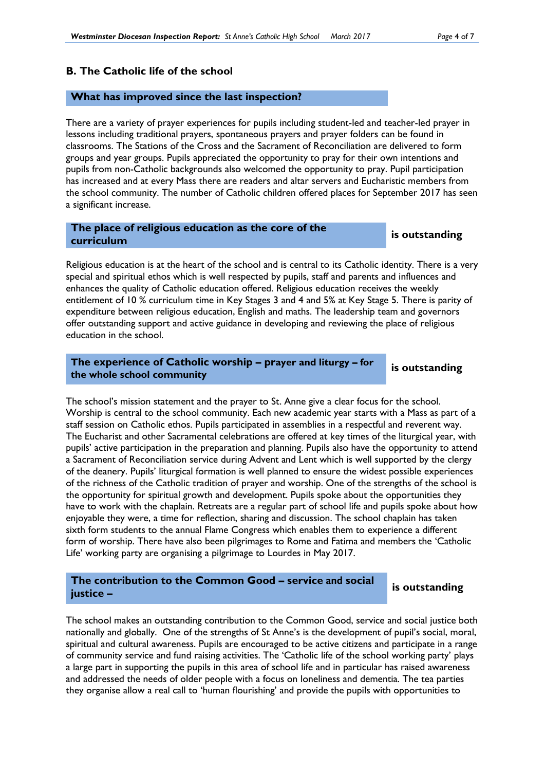## B. The Catholic life of the school

### What has improved since the last inspection?

There are a variety of prayer experiences for pupils including student-led and teacher-led prayer in lessons including traditional prayers, spontaneous prayers and prayer folders can be found in classrooms. The Stations of the Cross and the Sacrament of Reconciliation are delivered to form groups and year groups. Pupils appreciated the opportunity to pray for their own intentions and pupils from non-Catholic backgrounds also welcomed the opportunity to pray. Pupil participation has increased and at every Mass there are readers and altar servers and Eucharistic members from the school community. The number of Catholic children offered places for September 2017 has seen a significant increase.

### The place of religious education as the core of the curriculum — is outstanding

Religious education is at the heart of the school and is central to its Catholic identity. There is a very special and spiritual ethos which is well respected by pupils, staff and parents and influences and enhances the quality of Catholic education offered. Religious education receives the weekly entitlement of 10 % curriculum time in Key Stages 3 and 4 and 5% at Key Stage 5. There is parity of expenditure between religious education, English and maths. The leadership team and governors offer outstanding support and active guidance in developing and reviewing the place of religious education in the school.

### The experience of Catholic worship – prayer and liturgy – for the whole school community — is outstanding

The school's mission statement and the prayer to St. Anne give a clear focus for the school. Worship is central to the school community. Each new academic year starts with a Mass as part of a staff session on Catholic ethos. Pupils participated in assemblies in a respectful and reverent way. The Eucharist and other Sacramental celebrations are offered at key times of the liturgical year, with pupils' active participation in the preparation and planning. Pupils also have the opportunity to attend a Sacrament of Reconciliation service during Advent and Lent which is well supported by the clergy of the deanery. Pupils' liturgical formation is well planned to ensure the widest possible experiences of the richness of the Catholic tradition of prayer and worship. One of the strengths of the school is the opportunity for spiritual growth and development. Pupils spoke about the opportunities they have to work with the chaplain. Retreats are a regular part of school life and pupils spoke about how enjoyable they were, a time for reflection, sharing and discussion. The school chaplain has taken sixth form students to the annual Flame Congress which enables them to experience a different form of worship. There have also been pilgrimages to Rome and Fatima and members the 'Catholic Life' working party are organising a pilgrimage to Lourdes in May 2017.

### The contribution to the Common Good – service and social justice – — is outstanding

The school makes an outstanding contribution to the Common Good, service and social justice both nationally and globally. One of the strengths of St Anne's is the development of pupil's social, moral, spiritual and cultural awareness. Pupils are encouraged to be active citizens and participate in a range of community service and fund raising activities. The 'Catholic life of the school working party' plays a large part in supporting the pupils in this area of school life and in particular has raised awareness and addressed the needs of older people with a focus on loneliness and dementia. The tea parties they organise allow a real call to 'human flourishing' and provide the pupils with opportunities to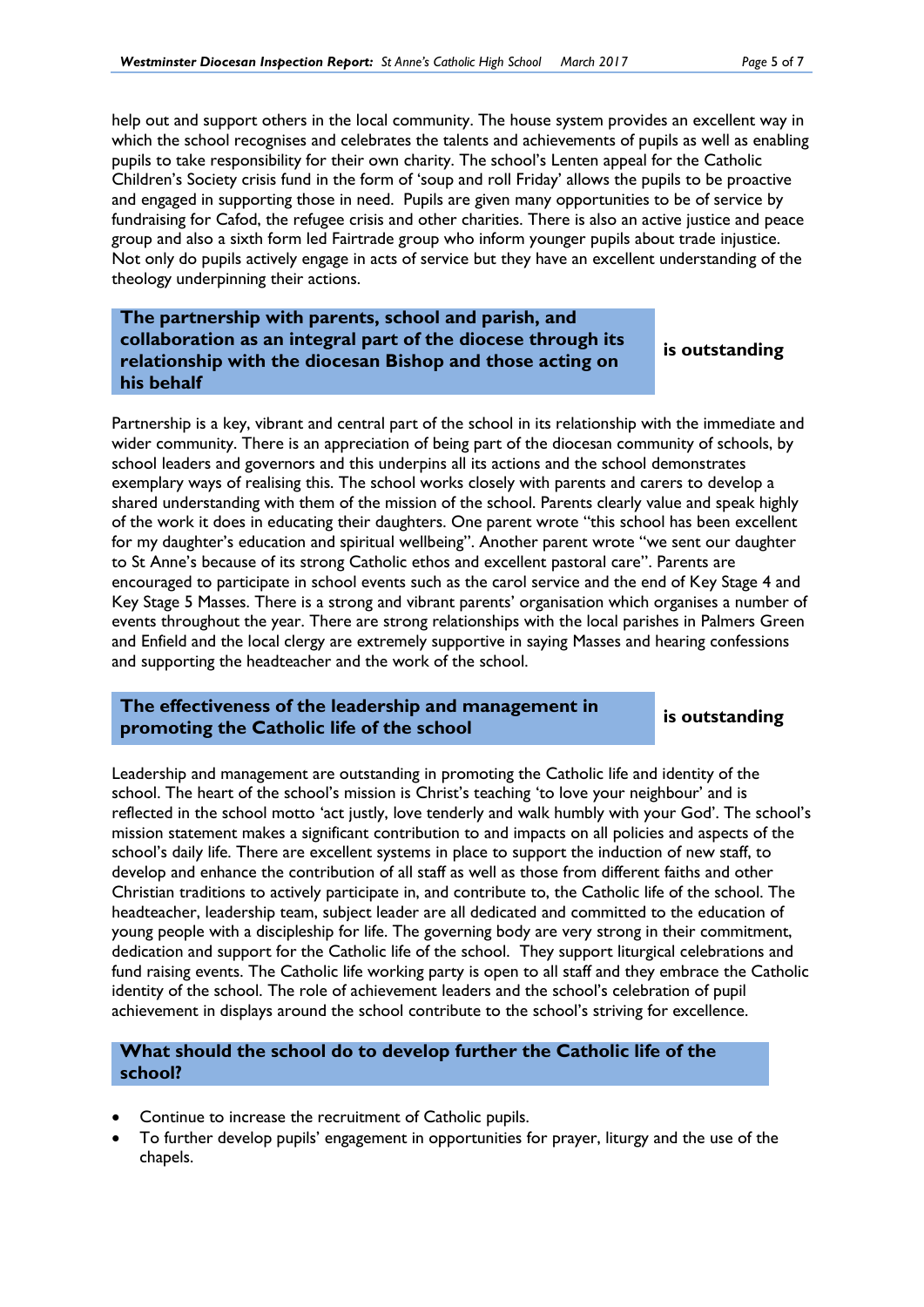help out and support others in the local community. The house system provides an excellent way in which the school recognises and celebrates the talents and achievements of pupils as well as enabling pupils to take responsibility for their own charity. The school's Lenten appeal for the Catholic Children's Society crisis fund in the form of 'soup and roll Friday' allows the pupils to be proactive and engaged in supporting those in need. Pupils are given many opportunities to be of service by fundraising for Cafod, the refugee crisis and other charities. There is also an active justice and peace group and also a sixth form led Fairtrade group who inform younger pupils about trade injustice. Not only do pupils actively engage in acts of service but they have an excellent understanding of the theology underpinning their actions.

### The partnership with parents, school and parish, and collaboration as an integral part of the diocese through its relationship with the diocesan Bishop and those acting on his behalf — is outstanding

Partnership is a key, vibrant and central part of the school in its relationship with the immediate and wider community. There is an appreciation of being part of the diocesan community of schools, by school leaders and governors and this underpins all its actions and the school demonstrates exemplary ways of realising this. The school works closely with parents and carers to develop a shared understanding with them of the mission of the school. Parents clearly value and speak highly of the work it does in educating their daughters. One parent wrote "this school has been excellent for my daughter's education and spiritual wellbeing". Another parent wrote "we sent our daughter to St Anne's because of its strong Catholic ethos and excellent pastoral care". Parents are encouraged to participate in school events such as the carol service and the end of Key Stage 4 and Key Stage 5 Masses. There is a strong and vibrant parents' organisation which organises a number of events throughout the year. There are strong relationships with the local parishes in Palmers Green and Enfield and the local clergy are extremely supportive in saying Masses and hearing confessions and supporting the headteacher and the work of the school.

### The effectiveness of the leadership and management in promoting the Catholic life of the school — is outstanding

Leadership and management are outstanding in promoting the Catholic life and identity of the school. The heart of the school's mission is Christ's teaching 'to love your neighbour' and is reflected in the school motto 'act justly, love tenderly and walk humbly with your God'. The school's mission statement makes a significant contribution to and impacts on all policies and aspects of the school's daily life. There are excellent systems in place to support the induction of new staff, to develop and enhance the contribution of all staff as well as those from different faiths and other Christian traditions to actively participate in, and contribute to, the Catholic life of the school. The headteacher, leadership team, subject leader are all dedicated and committed to the education of young people with a discipleship for life. The governing body are very strong in their commitment, dedication and support for the Catholic life of the school. They support liturgical celebrations and fund raising events. The Catholic life working party is open to all staff and they embrace the Catholic identity of the school. The role of achievement leaders and the school's celebration of pupil achievement in displays around the school contribute to the school's striving for excellence.

### What should the school do to develop further the Catholic life of the school?

- Continue to increase the recruitment of Catholic pupils.
- To further develop pupils' engagement in opportunities for prayer, liturgy and the use of the chapels.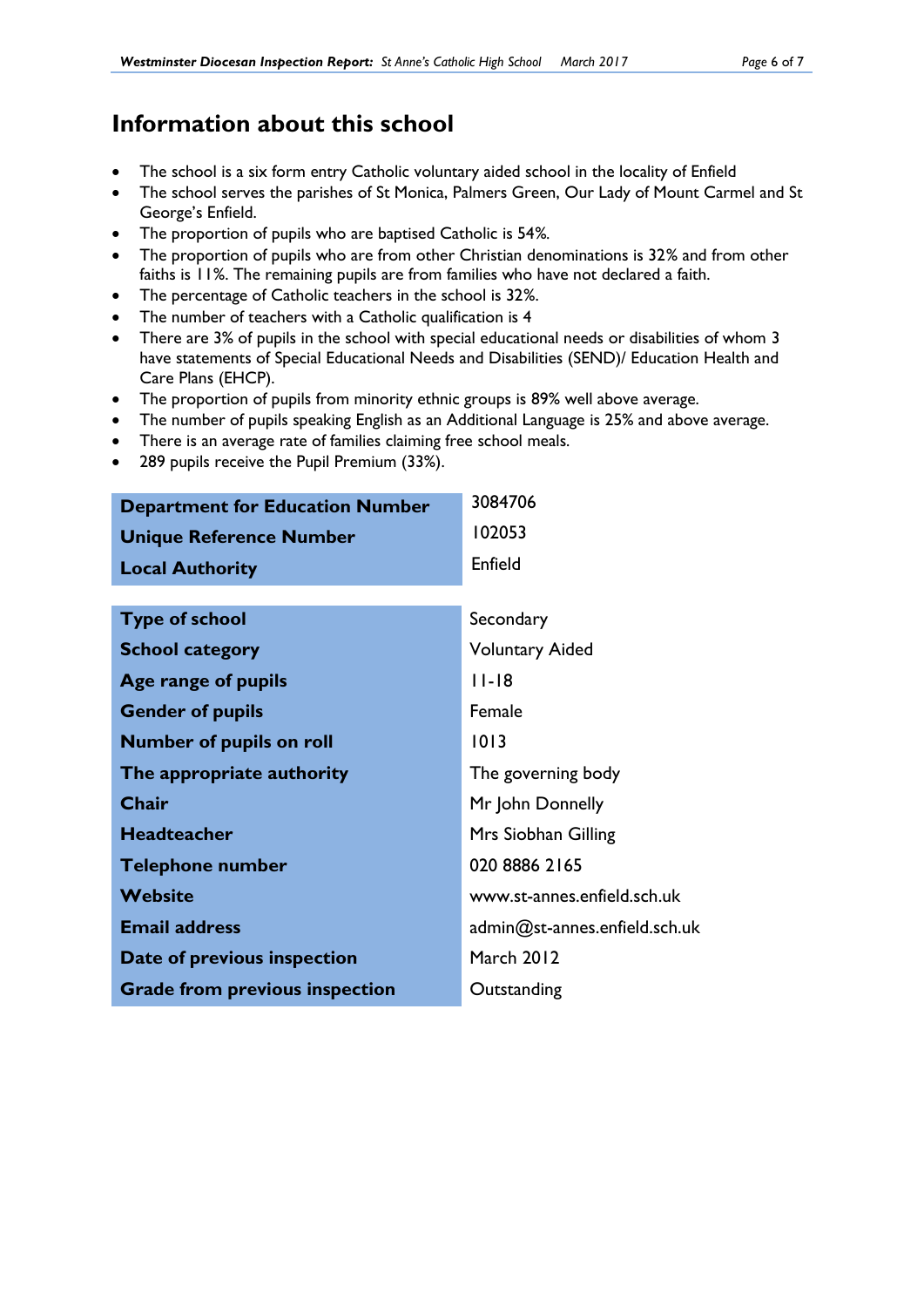# Information about this school

- The school is a six form entry Catholic voluntary aided school in the locality of Enfield
- The school serves the parishes of St Monica, Palmers Green, Our Lady of Mount Carmel and St George's Enfield.
- The proportion of pupils who are baptised Catholic is 54%.
- The proportion of pupils who are from other Christian denominations is 32% and from other faiths is 11%. The remaining pupils are from families who have not declared a faith.
- The percentage of Catholic teachers in the school is 32%.
- The number of teachers with a Catholic qualification is 4
- There are 3% of pupils in the school with special educational needs or disabilities of whom 3 have statements of Special Educational Needs and Disabilities (SEND)/ Education Health and Care Plans (EHCP).
- The proportion of pupils from minority ethnic groups is 89% well above average.
- The number of pupils speaking English as an Additional Language is 25% and above average.
- There is an average rate of families claiming free school meals.
- 289 pupils receive the Pupil Premium (33%).

| | |
|---|---|
| **Department for Education Number** | 3084706 |
| **Unique Reference Number** | 102053 |
| **Local Authority** | Enfield |

| | |
|---|---|
| **Type of school** | Secondary |
| **School category** | Voluntary Aided |
| **Age range of pupils** | 11-18 |
| **Gender of pupils** | Female |
| **Number of pupils on roll** | 1013 |
| **The appropriate authority** | The governing body |
| **Chair** | Mr John Donnelly |
| **Headteacher** | Mrs Siobhan Gilling |
| **Telephone number** | 020 8886 2165 |
| **Website** | www.st-annes.enfield.sch.uk |
| **Email address** | admin@st-annes.enfield.sch.uk |
| **Date of previous inspection** | March 2012 |
| **Grade from previous inspection** | Outstanding |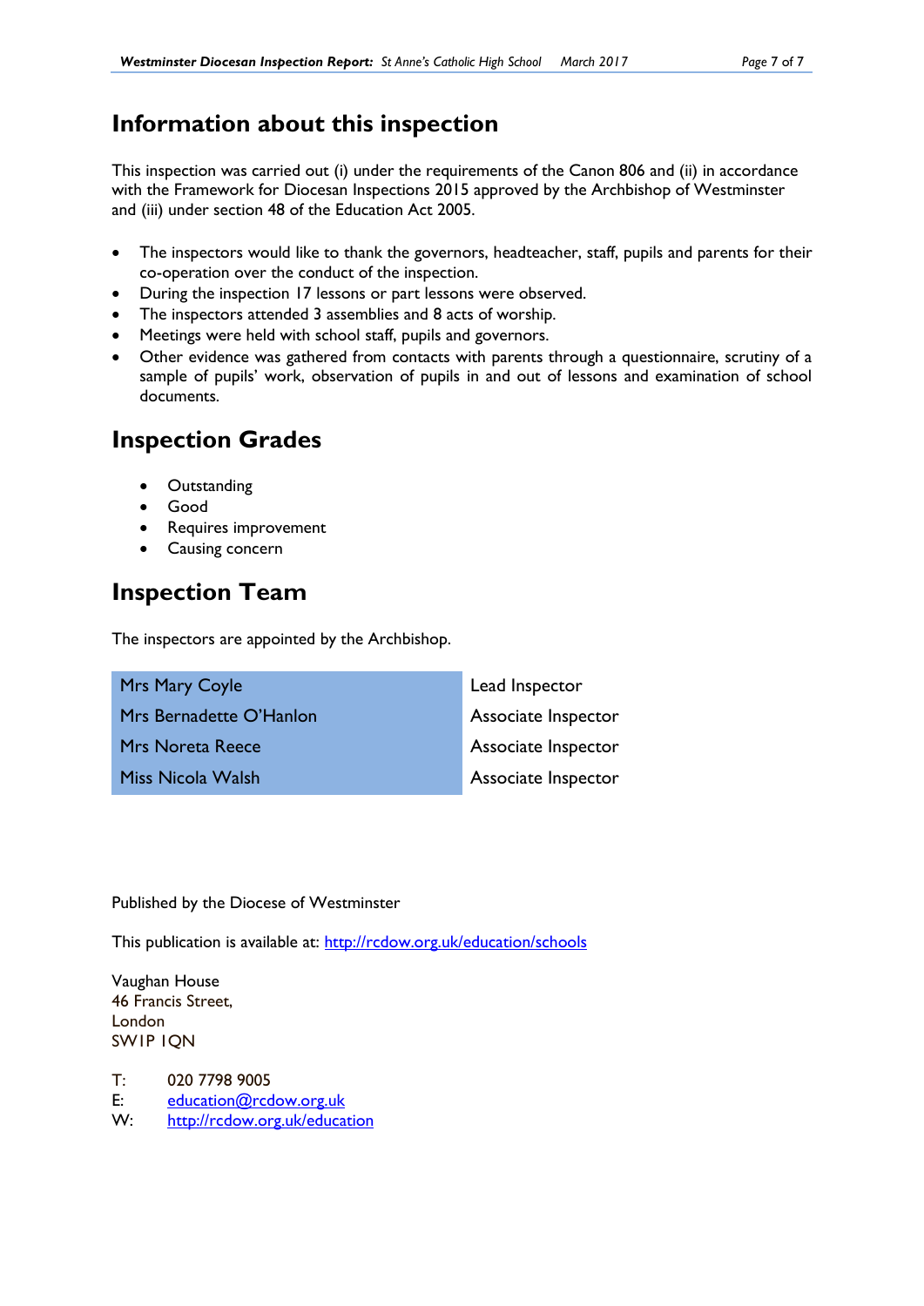## Information about this inspection

This inspection was carried out (i) under the requirements of the Canon 806 and (ii) in accordance with the Framework for Diocesan Inspections 2015 approved by the Archbishop of Westminster and (iii) under section 48 of the Education Act 2005.

- The inspectors would like to thank the governors, headteacher, staff, pupils and parents for their co-operation over the conduct of the inspection.
- During the inspection 17 lessons or part lessons were observed.
- The inspectors attended 3 assemblies and 8 acts of worship.
- Meetings were held with school staff, pupils and governors.
- Other evidence was gathered from contacts with parents through a questionnaire, scrutiny of a sample of pupils' work, observation of pupils in and out of lessons and examination of school documents.

## Inspection Grades

- Outstanding
- Good
- Requires improvement
- Causing concern

## Inspection Team

The inspectors are appointed by the Archbishop.

| | |
|---|---|
| Mrs Mary Coyle | Lead Inspector |
| Mrs Bernadette O'Hanlon | Associate Inspector |
| Mrs Noreta Reece | Associate Inspector |
| Miss Nicola Walsh | Associate Inspector |

Published by the Diocese of Westminster

This publication is available at: http://rcdow.org.uk/education/schools

Vaughan House
46 Francis Street,
London
SW1P 1QN

T: 020 7798 9005
E: education@rcdow.org.uk
W: http://rcdow.org.uk/education